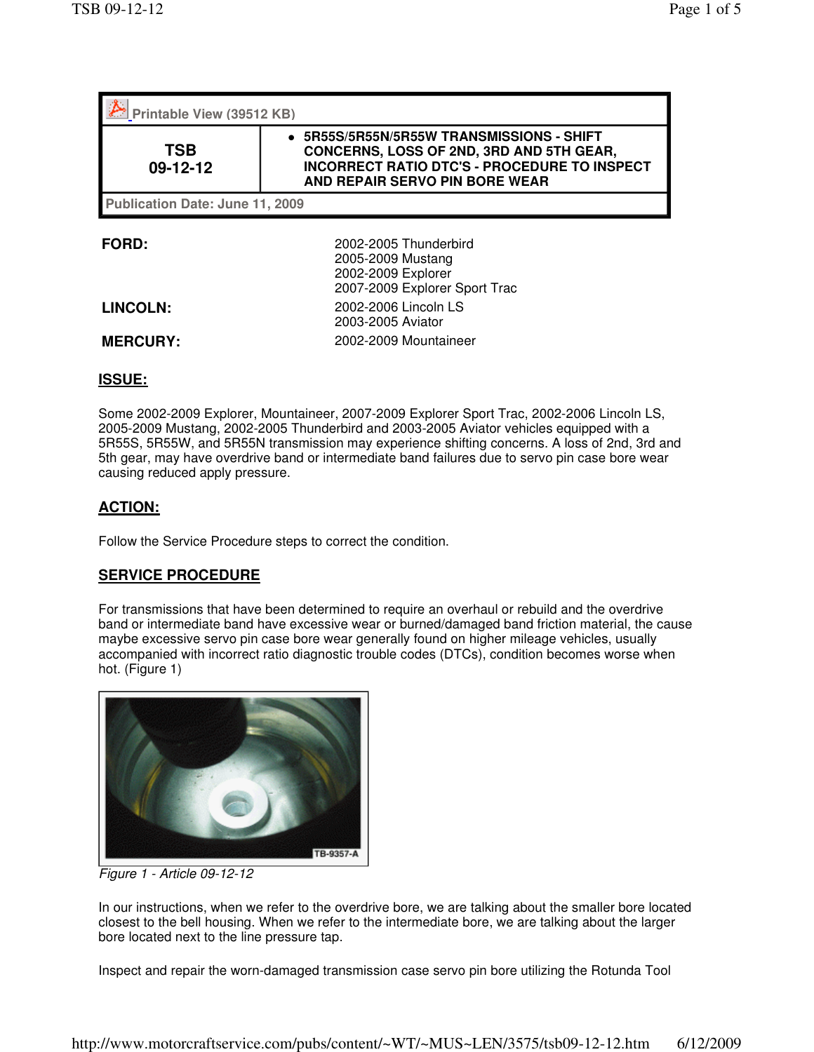Printable View (39512 KB)

| TSB 09-12-12 | 5R55S/5R55N/5R55W TRANSMISSIONS - SHIFT CONCERNS, LOSS OF 2ND, 3RD AND 5TH GEAR, INCORRECT RATIO DTC'S - PROCEDURE TO INSPECT AND REPAIR SERVO PIN BORE WEAR |
|---|---|

Publication Date: June 11, 2009

| | |
|---|---|
| **FORD:** | 2002-2005 Thunderbird<br>2005-2009 Mustang<br>2002-2009 Explorer<br>2007-2009 Explorer Sport Trac |
| **LINCOLN:** | 2002-2006 Lincoln LS<br>2003-2005 Aviator |
| **MERCURY:** | 2002-2009 Mountaineer |

## ISSUE:

Some 2002-2009 Explorer, Mountaineer, 2007-2009 Explorer Sport Trac, 2002-2006 Lincoln LS, 2005-2009 Mustang, 2002-2005 Thunderbird and 2003-2005 Aviator vehicles equipped with a 5R55S, 5R55W, and 5R55N transmission may experience shifting concerns. A loss of 2nd, 3rd and 5th gear, may have overdrive band or intermediate band failures due to servo pin case bore wear causing reduced apply pressure.

## ACTION:

Follow the Service Procedure steps to correct the condition.

## SERVICE PROCEDURE

For transmissions that have been determined to require an overhaul or rebuild and the overdrive band or intermediate band have excessive wear or burned/damaged band friction material, the cause maybe excessive servo pin case bore wear generally found on higher mileage vehicles, usually accompanied with incorrect ratio diagnostic trouble codes (DTCs), condition becomes worse when hot. (Figure 1)

TB-9357-A

*Figure 1 - Article 09-12-12*

In our instructions, when we refer to the overdrive bore, we are talking about the smaller bore located closest to the bell housing. When we refer to the intermediate bore, we are talking about the larger bore located next to the line pressure tap.

Inspect and repair the worn-damaged transmission case servo pin bore utilizing the Rotunda Tool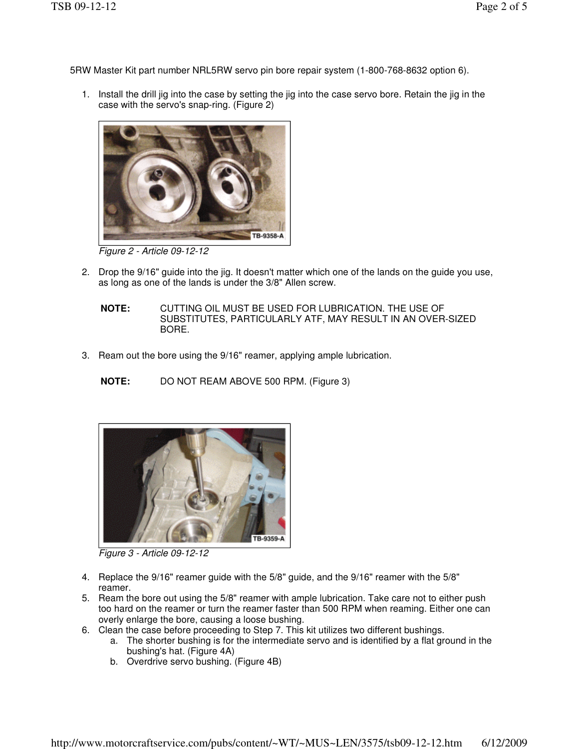5RW Master Kit part number NRL5RW servo pin bore repair system (1-800-768-8632 option 6).

1. Install the drill jig into the case by setting the jig into the case servo bore. Retain the jig in the case with the servo's snap-ring. (Figure 2)

*Figure 2 - Article 09-12-12*

2. Drop the 9/16" guide into the jig. It doesn't matter which one of the lands on the guide you use, as long as one of the lands is under the 3/8" Allen screw.

**NOTE:** CUTTING OIL MUST BE USED FOR LUBRICATION. THE USE OF SUBSTITUTES, PARTICULARLY ATF, MAY RESULT IN AN OVER-SIZED BORE.

3. Ream out the bore using the 9/16" reamer, applying ample lubrication.

**NOTE:** DO NOT REAM ABOVE 500 RPM. (Figure 3)

*Figure 3 - Article 09-12-12*

4. Replace the 9/16" reamer guide with the 5/8" guide, and the 9/16" reamer with the 5/8" reamer.
5. Ream the bore out using the 5/8" reamer with ample lubrication. Take care not to either push too hard on the reamer or turn the reamer faster than 500 RPM when reaming. Either one can overly enlarge the bore, causing a loose bushing.
6. Clean the case before proceeding to Step 7. This kit utilizes two different bushings.
   a. The shorter bushing is for the intermediate servo and is identified by a flat ground in the bushing's hat. (Figure 4A)
   b. Overdrive servo bushing. (Figure 4B)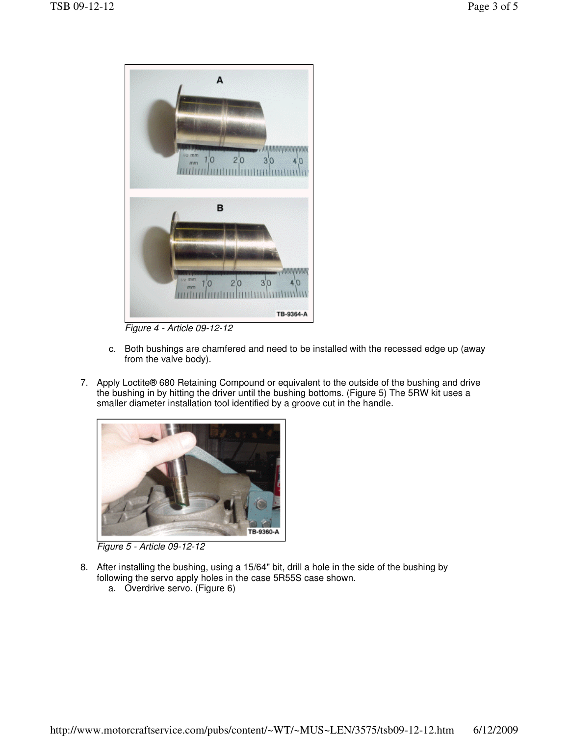Figure 4 - Article 09-12-12

c. Both bushings are chamfered and need to be installed with the recessed edge up (away from the valve body).

7. Apply Loctite® 680 Retaining Compound or equivalent to the outside of the bushing and drive the bushing in by hitting the driver until the bushing bottoms. (Figure 5) The 5RW kit uses a smaller diameter installation tool identified by a groove cut in the handle.

Figure 5 - Article 09-12-12

8. After installing the bushing, using a 15/64" bit, drill a hole in the side of the bushing by following the servo apply holes in the case 5R55S case shown.
   a. Overdrive servo. (Figure 6)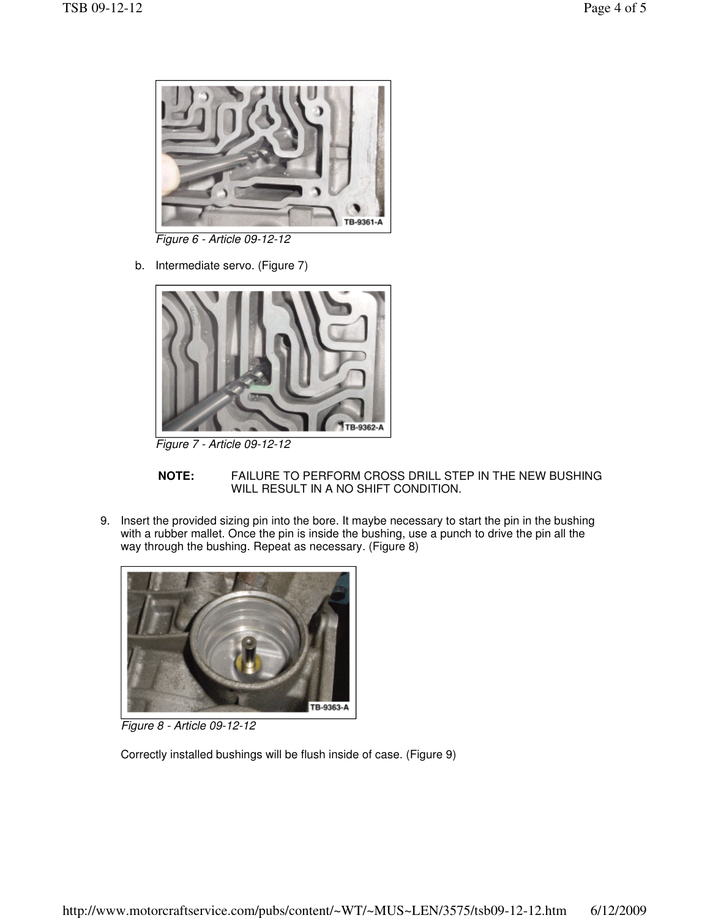Figure 6 - Article 09-12-12

b. Intermediate servo. (Figure 7)

Figure 7 - Article 09-12-12

**NOTE:** FAILURE TO PERFORM CROSS DRILL STEP IN THE NEW BUSHING WILL RESULT IN A NO SHIFT CONDITION.

9. Insert the provided sizing pin into the bore. It maybe necessary to start the pin in the bushing with a rubber mallet. Once the pin is inside the bushing, use a punch to drive the pin all the way through the bushing. Repeat as necessary. (Figure 8)

Figure 8 - Article 09-12-12

Correctly installed bushings will be flush inside of case. (Figure 9)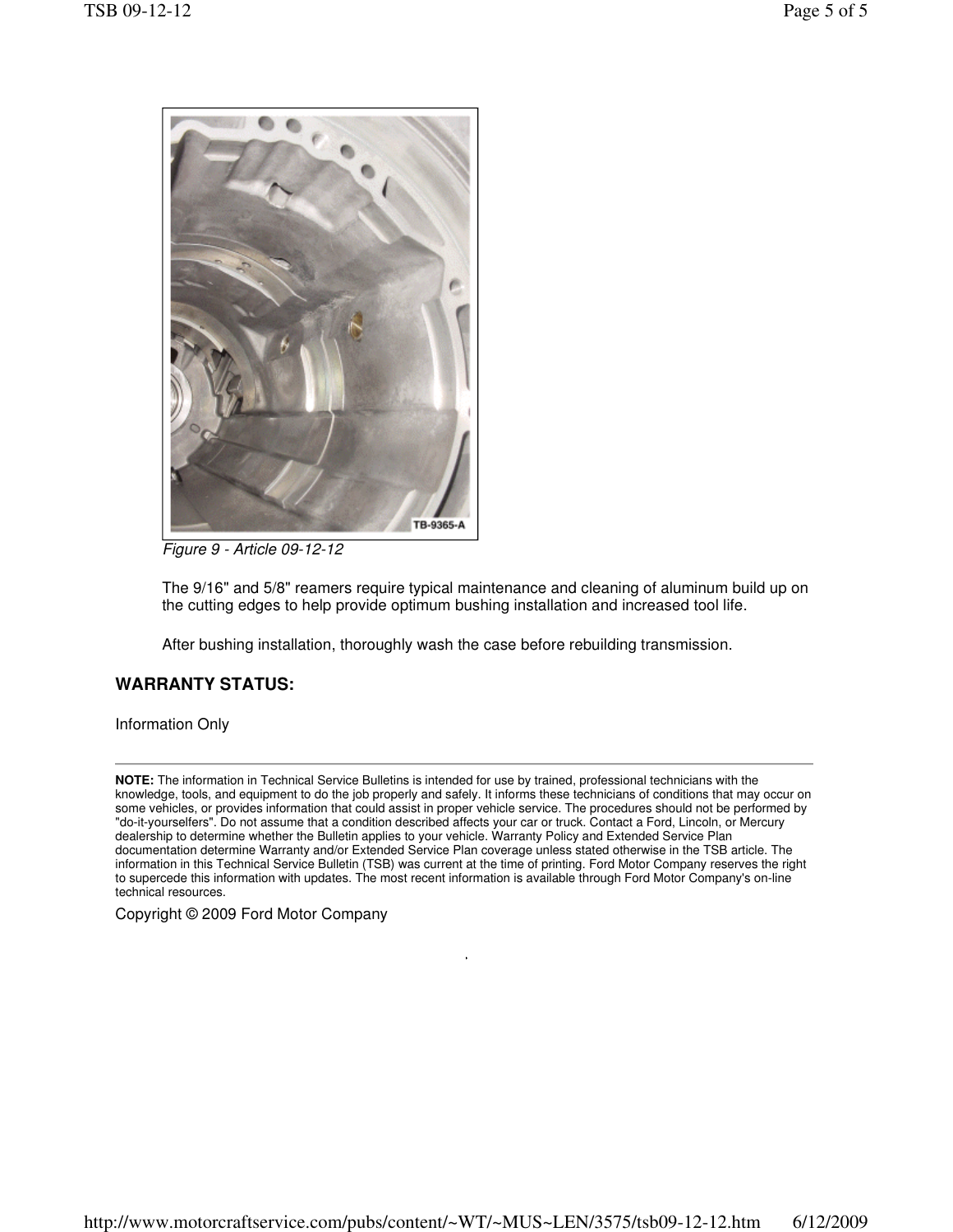TB-9365-A

*Figure 9 - Article 09-12-12*

The 9/16" and 5/8" reamers require typical maintenance and cleaning of aluminum build up on the cutting edges to help provide optimum bushing installation and increased tool life.

After bushing installation, thoroughly wash the case before rebuilding transmission.

## WARRANTY STATUS:

Information Only

---

**NOTE:** The information in Technical Service Bulletins is intended for use by trained, professional technicians with the knowledge, tools, and equipment to do the job properly and safely. It informs these technicians of conditions that may occur on some vehicles, or provides information that could assist in proper vehicle service. The procedures should not be performed by "do-it-yourselfers". Do not assume that a condition described affects your car or truck. Contact a Ford, Lincoln, or Mercury dealership to determine whether the Bulletin applies to your vehicle. Warranty Policy and Extended Service Plan documentation determine Warranty and/or Extended Service Plan coverage unless stated otherwise in the TSB article. The information in this Technical Service Bulletin (TSB) was current at the time of printing. Ford Motor Company reserves the right to supercede this information with updates. The most recent information is available through Ford Motor Company's on-line technical resources.

Copyright © 2009 Ford Motor Company